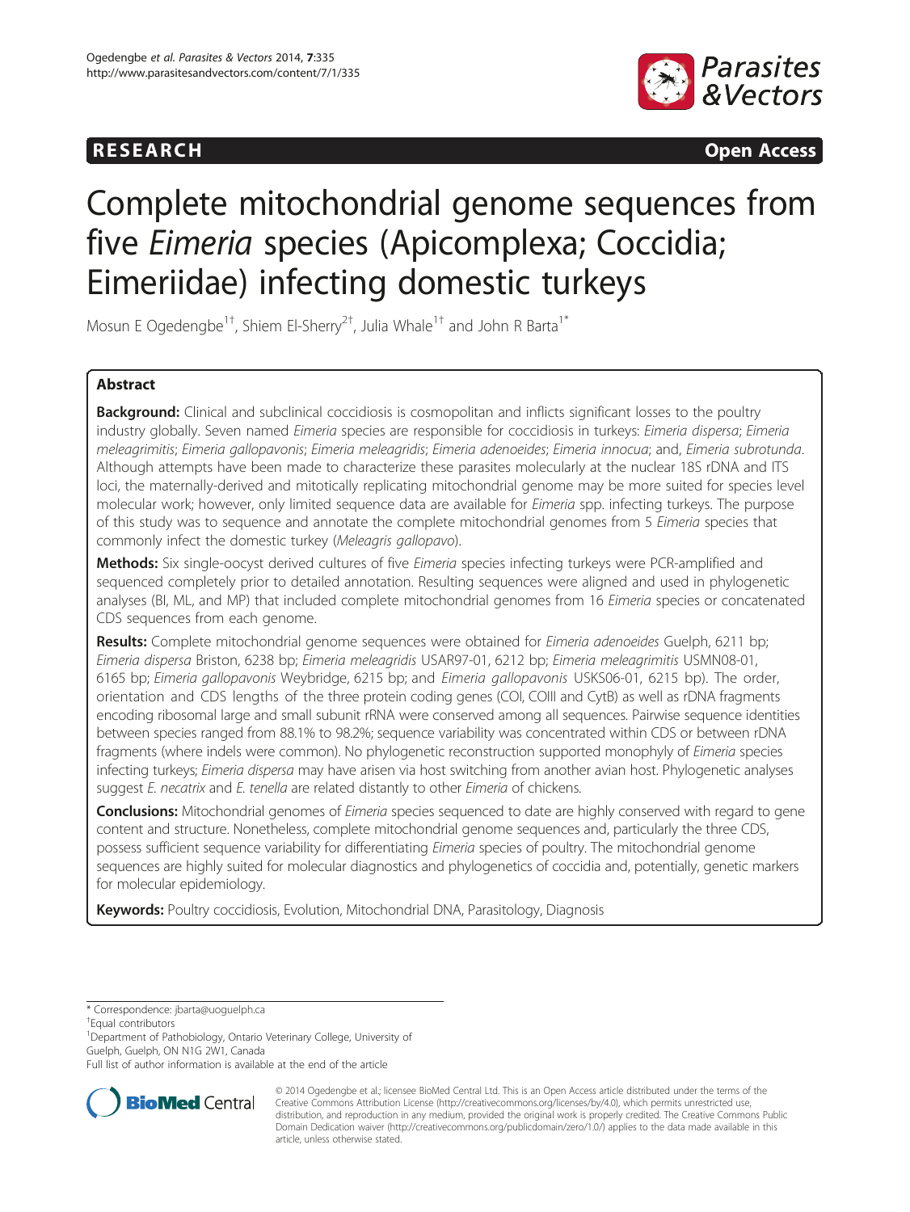RESEARCH Open Access

# Complete mitochondrial genome sequences from five *Eimeria* species (Apicomplexa; Coccidia; Eimeriidae) infecting domestic turkeys

Mosun E Ogedengbe[1†], Shiem El-Sherry[2†], Julia Whale[1†] and John R Barta[1*]

## Abstract

**Background:** Clinical and subclinical coccidiosis is cosmopolitan and inflicts significant losses to the poultry industry globally. Seven named *Eimeria* species are responsible for coccidiosis in turkeys: *Eimeria dispersa*; *Eimeria meleagrimitis*; *Eimeria gallopavonis*; *Eimeria meleagridis*; *Eimeria adenoeides*; *Eimeria innocua*; and, *Eimeria subrotunda*. Although attempts have been made to characterize these parasites molecularly at the nuclear 18S rDNA and ITS loci, the maternally-derived and mitotically replicating mitochondrial genome may be more suited for species level molecular work; however, only limited sequence data are available for *Eimeria* spp. infecting turkeys. The purpose of this study was to sequence and annotate the complete mitochondrial genomes from 5 *Eimeria* species that commonly infect the domestic turkey (*Meleagris gallopavo*).

**Methods:** Six single-oocyst derived cultures of five *Eimeria* species infecting turkeys were PCR-amplified and sequenced completely prior to detailed annotation. Resulting sequences were aligned and used in phylogenetic analyses (BI, ML, and MP) that included complete mitochondrial genomes from 16 *Eimeria* species or concatenated CDS sequences from each genome.

**Results:** Complete mitochondrial genome sequences were obtained for *Eimeria adenoeides* Guelph, 6211 bp; *Eimeria dispersa* Briston, 6238 bp; *Eimeria meleagridis* USAR97-01, 6212 bp; *Eimeria meleagrimitis* USMN08-01, 6165 bp; *Eimeria gallopavonis* Weybridge, 6215 bp; and *Eimeria gallopavonis* USKS06-01, 6215 bp). The order, orientation and CDS lengths of the three protein coding genes (COI, COIII and CytB) as well as rDNA fragments encoding ribosomal large and small subunit rRNA were conserved among all sequences. Pairwise sequence identities between species ranged from 88.1% to 98.2%; sequence variability was concentrated within CDS or between rDNA fragments (where indels were common). No phylogenetic reconstruction supported monophyly of *Eimeria* species infecting turkeys; *Eimeria dispersa* may have arisen via host switching from another avian host. Phylogenetic analyses suggest *E. necatrix* and *E. tenella* are related distantly to other *Eimeria* of chickens.

**Conclusions:** Mitochondrial genomes of *Eimeria* species sequenced to date are highly conserved with regard to gene content and structure. Nonetheless, complete mitochondrial genome sequences and, particularly the three CDS, possess sufficient sequence variability for differentiating *Eimeria* species of poultry. The mitochondrial genome sequences are highly suited for molecular diagnostics and phylogenetics of coccidia and, potentially, genetic markers for molecular epidemiology.

**Keywords:** Poultry coccidiosis, Evolution, Mitochondrial DNA, Parasitology, Diagnosis

\* Correspondence: jbarta@uoguelph.ca
†Equal contributors
[1]Department of Pathobiology, Ontario Veterinary College, University of Guelph, Guelph, ON N1G 2W1, Canada
Full list of author information is available at the end of the article

© 2014 Ogedengbe et al.; licensee BioMed Central Ltd. This is an Open Access article distributed under the terms of the Creative Commons Attribution License (http://creativecommons.org/licenses/by/4.0), which permits unrestricted use, distribution, and reproduction in any medium, provided the original work is properly credited. The Creative Commons Public Domain Dedication waiver (http://creativecommons.org/publicdomain/zero/1.0/) applies to the data made available in this article, unless otherwise stated.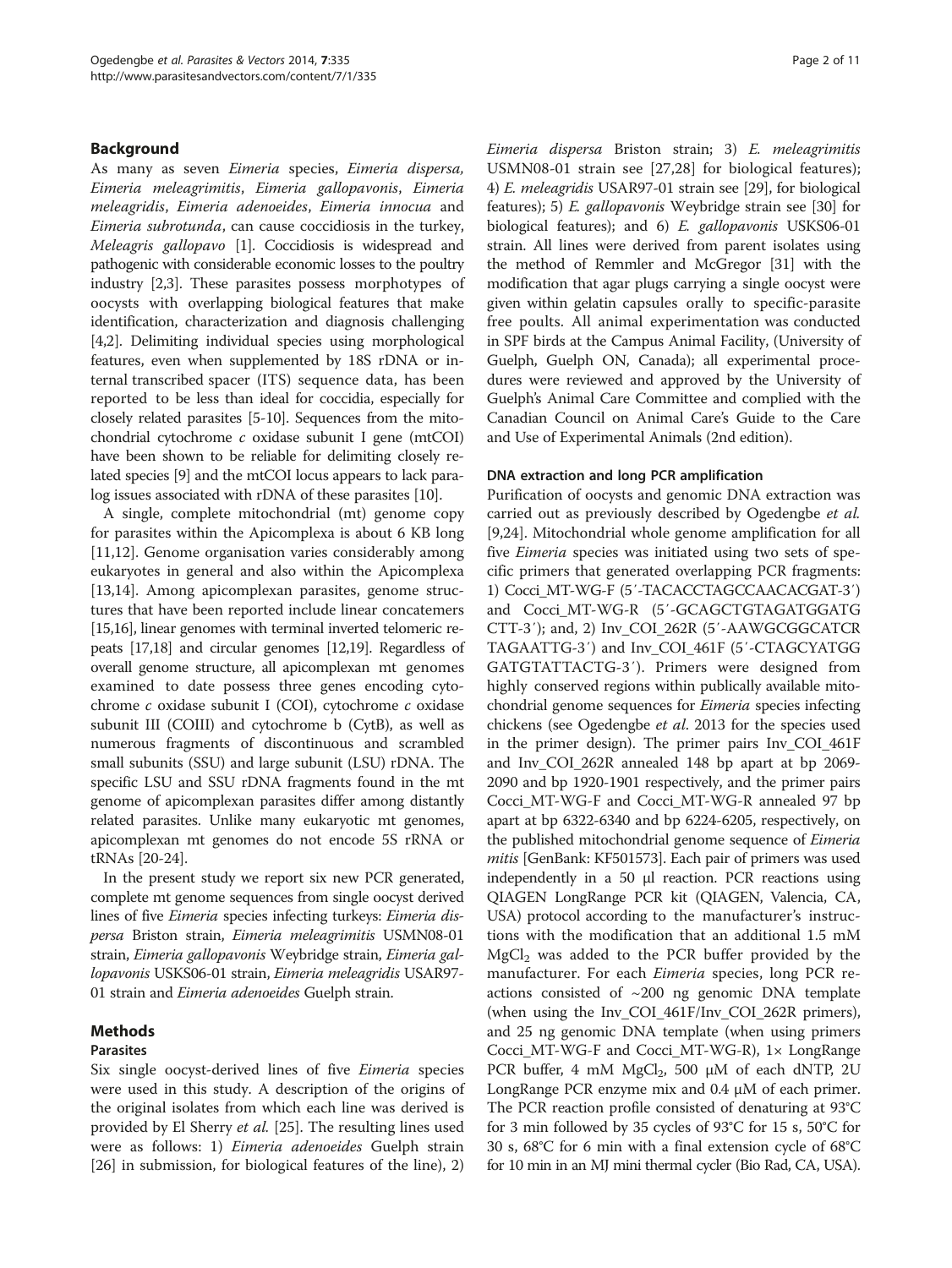## Background

As many as seven *Eimeria* species, *Eimeria dispersa, Eimeria meleagrimitis*, *Eimeria gallopavonis*, *Eimeria meleagridis*, *Eimeria adenoeides*, *Eimeria innocua* and *Eimeria subrotunda*, can cause coccidiosis in the turkey, *Meleagris gallopavo* [1]. Coccidiosis is widespread and pathogenic with considerable economic losses to the poultry industry [2,3]. These parasites possess morphotypes of oocysts with overlapping biological features that make identification, characterization and diagnosis challenging [4,2]. Delimiting individual species using morphological features, even when supplemented by 18S rDNA or internal transcribed spacer (ITS) sequence data, has been reported to be less than ideal for coccidia, especially for closely related parasites [5-10]. Sequences from the mitochondrial cytochrome *c* oxidase subunit I gene (mtCOI) have been shown to be reliable for delimiting closely related species [9] and the mtCOI locus appears to lack paralog issues associated with rDNA of these parasites [10].

A single, complete mitochondrial (mt) genome copy for parasites within the Apicomplexa is about 6 KB long [11,12]. Genome organisation varies considerably among eukaryotes in general and also within the Apicomplexa [13,14]. Among apicomplexan parasites, genome structures that have been reported include linear concatemers [15,16], linear genomes with terminal inverted telomeric repeats [17,18] and circular genomes [12,19]. Regardless of overall genome structure, all apicomplexan mt genomes examined to date possess three genes encoding cytochrome *c* oxidase subunit I (COI), cytochrome *c* oxidase subunit III (COIII) and cytochrome b (CytB), as well as numerous fragments of discontinuous and scrambled small subunits (SSU) and large subunit (LSU) rDNA. The specific LSU and SSU rDNA fragments found in the mt genome of apicomplexan parasites differ among distantly related parasites. Unlike many eukaryotic mt genomes, apicomplexan mt genomes do not encode 5S rRNA or tRNAs [20-24].

In the present study we report six new PCR generated, complete mt genome sequences from single oocyst derived lines of five *Eimeria* species infecting turkeys: *Eimeria dispersa* Briston strain, *Eimeria meleagrimitis* USMN08-01 strain, *Eimeria gallopavonis* Weybridge strain, *Eimeria gallopavonis* USKS06-01 strain, *Eimeria meleagridis* USAR97-01 strain and *Eimeria adenoeides* Guelph strain.

## Methods

### Parasites

Six single oocyst-derived lines of five *Eimeria* species were used in this study. A description of the origins of the original isolates from which each line was derived is provided by El Sherry *et al.* [25]. The resulting lines used were as follows: 1) *Eimeria adenoeides* Guelph strain [26] in submission, for biological features of the line), 2) *Eimeria dispersa* Briston strain; 3) *E. meleagrimitis* USMN08-01 strain see [27,28] for biological features); 4) *E. meleagridis* USAR97-01 strain see [29], for biological features); 5) *E. gallopavonis* Weybridge strain see [30] for biological features); and 6) *E. gallopavonis* USKS06-01 strain. All lines were derived from parent isolates using the method of Remmler and McGregor [31] with the modification that agar plugs carrying a single oocyst were given within gelatin capsules orally to specific-parasite free poults. All animal experimentation was conducted in SPF birds at the Campus Animal Facility, (University of Guelph, Guelph ON, Canada); all experimental procedures were reviewed and approved by the University of Guelph's Animal Care Committee and complied with the Canadian Council on Animal Care's Guide to the Care and Use of Experimental Animals (2nd edition).

### DNA extraction and long PCR amplification

Purification of oocysts and genomic DNA extraction was carried out as previously described by Ogedengbe *et al.* [9,24]. Mitochondrial whole genome amplification for all five *Eimeria* species was initiated using two sets of specific primers that generated overlapping PCR fragments: 1) Cocci_MT-WG-F (5′-TACACCTAGCCAACACGAT-3′) and Cocci_MT-WG-R (5′-GCAGCTGTAGATGGATG CTT-3′); and, 2) Inv_COI_262R (5′-AAWGCGGCATCR TAGAATTG-3′) and Inv_COI_461F (5′-CTAGCYATGG GATGTATTACTG-3′). Primers were designed from highly conserved regions within publically available mitochondrial genome sequences for *Eimeria* species infecting chickens (see Ogedengbe *et al*. 2013 for the species used in the primer design). The primer pairs Inv_COI_461F and Inv_COI_262R annealed 148 bp apart at bp 2069-2090 and bp 1920-1901 respectively, and the primer pairs Cocci_MT-WG-F and Cocci_MT-WG-R annealed 97 bp apart at bp 6322-6340 and bp 6224-6205, respectively, on the published mitochondrial genome sequence of *Eimeria mitis* [GenBank: KF501573]. Each pair of primers was used independently in a 50 μl reaction. PCR reactions using QIAGEN LongRange PCR kit (QIAGEN, Valencia, CA, USA) protocol according to the manufacturer's instructions with the modification that an additional 1.5 mM $MgCl_2$ was added to the PCR buffer provided by the manufacturer. For each *Eimeria* species, long PCR reactions consisted of ~200 ng genomic DNA template (when using the Inv_COI_461F/Inv_COI_262R primers), and 25 ng genomic DNA template (when using primers Cocci_MT-WG-F and Cocci_MT-WG-R), 1× LongRange PCR buffer, 4 mM $MgCl_2$, 500 μM of each dNTP, 2U LongRange PCR enzyme mix and 0.4 μM of each primer. The PCR reaction profile consisted of denaturing at 93°C for 3 min followed by 35 cycles of 93°C for 15 s, 50°C for 30 s, 68°C for 6 min with a final extension cycle of 68°C for 10 min in an MJ mini thermal cycler (Bio Rad, CA, USA).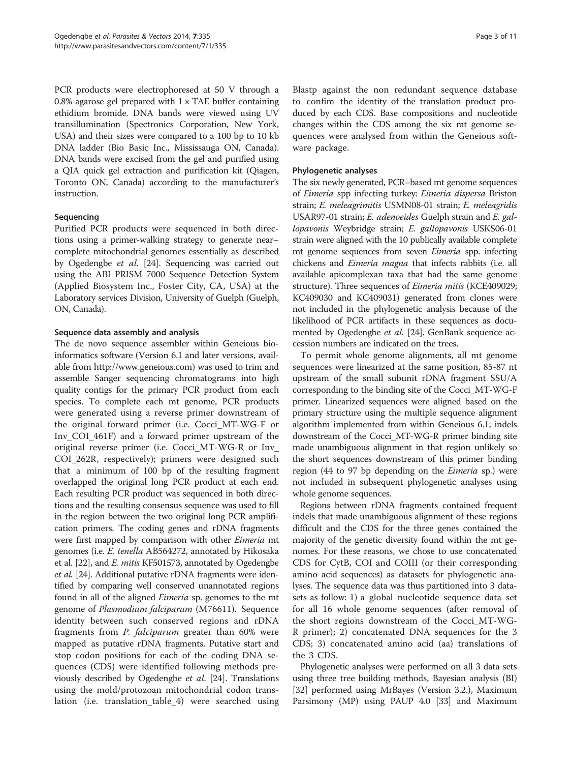PCR products were electrophoresed at 50 V through a 0.8% agarose gel prepared with 1 × TAE buffer containing ethidium bromide. DNA bands were viewed using UV transillumination (Spectronics Corporation, New York, USA) and their sizes were compared to a 100 bp to 10 kb DNA ladder (Bio Basic Inc., Mississauga ON, Canada). DNA bands were excised from the gel and purified using a QIA quick gel extraction and purification kit (Qiagen, Toronto ON, Canada) according to the manufacturer's instruction.

### Sequencing

Purified PCR products were sequenced in both directions using a primer-walking strategy to generate near–complete mitochondrial genomes essentially as described by Ogedengbe *et al*. [24]. Sequencing was carried out using the ABI PRISM 7000 Sequence Detection System (Applied Biosystem Inc., Foster City, CA, USA) at the Laboratory services Division, University of Guelph (Guelph, ON, Canada).

### Sequence data assembly and analysis

The de novo sequence assembler within Geneious bioinformatics software (Version 6.1 and later versions, available from http://www.geneious.com) was used to trim and assemble Sanger sequencing chromatograms into high quality contigs for the primary PCR product from each species. To complete each mt genome, PCR products were generated using a reverse primer downstream of the original forward primer (i.e. Cocci_MT-WG-F or Inv_COI_461F) and a forward primer upstream of the original reverse primer (i.e. Cocci_MT-WG-R or Inv_COI_262R, respectively); primers were designed such that a minimum of 100 bp of the resulting fragment overlapped the original long PCR product at each end. Each resulting PCR product was sequenced in both directions and the resulting consensus sequence was used to fill in the region between the two original long PCR amplification primers. The coding genes and rDNA fragments were first mapped by comparison with other *Eimeria* mt genomes (i.e. *E. tenella* AB564272, annotated by Hikosaka et al. [22], and *E. mitis* KF501573, annotated by Ogedengbe *et al*. [24]. Additional putative rDNA fragments were identified by comparing well conserved unannotated regions found in all of the aligned *Eimeria* sp. genomes to the mt genome of *Plasmodium falciparum* (M76611). Sequence identity between such conserved regions and rDNA fragments from *P. falciparum* greater than 60% were mapped as putative rDNA fragments. Putative start and stop codon positions for each of the coding DNA sequences (CDS) were identified following methods previously described by Ogedengbe *et al*. [24]. Translations using the mold/protozoan mitochondrial codon translation (i.e. translation_table_4) were searched using Blastp against the non redundant sequence database to confim the identity of the translation product produced by each CDS. Base compositions and nucleotide changes within the CDS among the six mt genome sequences were analysed from within the Geneious software package.

### Phylogenetic analyses

The six newly generated, PCR–based mt genome sequences of *Eimeria* spp infecting turkey: *Eimeria dispersa* Briston strain; *E. meleagrimitis* USMN08-01 strain; *E. meleagridis* USAR97-01 strain; *E. adenoeides* Guelph strain and *E. gallopavonis* Weybridge strain; *E. gallopavonis* USKS06-01 strain were aligned with the 10 publically available complete mt genome sequences from seven *Eimeria* spp. infecting chickens and *Eimeria magna* that infects rabbits (i.e. all available apicomplexan taxa that had the same genome structure). Three sequences of *Eimeria mitis* (KCE409029; KC409030 and KC409031) generated from clones were not included in the phylogenetic analysis because of the likelihood of PCR artifacts in these sequences as documented by Ogedengbe *et al*. [24]. GenBank sequence accession numbers are indicated on the trees.

To permit whole genome alignments, all mt genome sequences were linearized at the same position, 85-87 nt upstream of the small subunit rDNA fragment SSU/A corresponding to the binding site of the Cocci_MT-WG-F primer. Linearized sequences were aligned based on the primary structure using the multiple sequence alignment algorithm implemented from within Geneious 6.1; indels downstream of the Cocci_MT-WG-R primer binding site made unambiguous alignment in that region unlikely so the short sequences downstream of this primer binding region (44 to 97 bp depending on the *Eimeria* sp.) were not included in subsequent phylogenetic analyses using whole genome sequences.

Regions between rDNA fragments contained frequent indels that made unambiguous alignment of these regions difficult and the CDS for the three genes contained the majority of the genetic diversity found within the mt genomes. For these reasons, we chose to use concatenated CDS for CytB, COI and COIII (or their corresponding amino acid sequences) as datasets for phylogenetic analyses. The sequence data was thus partitioned into 3 datasets as follow: 1) a global nucleotide sequence data set for all 16 whole genome sequences (after removal of the short regions downstream of the Cocci_MT-WG-R primer); 2) concatenated DNA sequences for the 3 CDS; 3) concatenated amino acid (aa) translations of the 3 CDS.

Phylogenetic analyses were performed on all 3 data sets using three tree building methods, Bayesian analysis (BI) [32] performed using MrBayes (Version 3.2.), Maximum Parsimony (MP) using PAUP 4.0 [33] and Maximum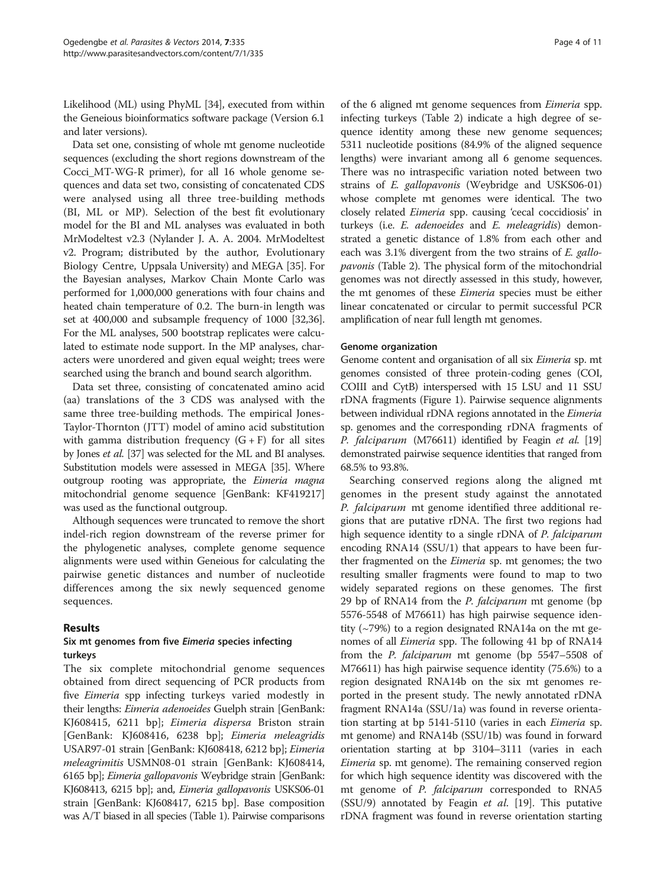Likelihood (ML) using PhyML [34], executed from within the Geneious bioinformatics software package (Version 6.1 and later versions).

Data set one, consisting of whole mt genome nucleotide sequences (excluding the short regions downstream of the Cocci_MT-WG-R primer), for all 16 whole genome sequences and data set two, consisting of concatenated CDS were analysed using all three tree-building methods (BI, ML or MP). Selection of the best fit evolutionary model for the BI and ML analyses was evaluated in both MrModeltest v2.3 (Nylander J. A. A. 2004. MrModeltest v2. Program; distributed by the author, Evolutionary Biology Centre, Uppsala University) and MEGA [35]. For the Bayesian analyses, Markov Chain Monte Carlo was performed for 1,000,000 generations with four chains and heated chain temperature of 0.2. The burn-in length was set at 400,000 and subsample frequency of 1000 [32,36]. For the ML analyses, 500 bootstrap replicates were calculated to estimate node support. In the MP analyses, characters were unordered and given equal weight; trees were searched using the branch and bound search algorithm.

Data set three, consisting of concatenated amino acid (aa) translations of the 3 CDS was analysed with the same three tree-building methods. The empirical Jones-Taylor-Thornton (JTT) model of amino acid substitution with gamma distribution frequency (G + F) for all sites by Jones *et al.* [37] was selected for the ML and BI analyses. Substitution models were assessed in MEGA [35]. Where outgroup rooting was appropriate, the *Eimeria magna* mitochondrial genome sequence [GenBank: KF419217] was used as the functional outgroup.

Although sequences were truncated to remove the short indel-rich region downstream of the reverse primer for the phylogenetic analyses, complete genome sequence alignments were used within Geneious for calculating the pairwise genetic distances and number of nucleotide differences among the six newly sequenced genome sequences.

## Results

### Six mt genomes from five *Eimeria* species infecting turkeys

The six complete mitochondrial genome sequences obtained from direct sequencing of PCR products from five *Eimeria* spp infecting turkeys varied modestly in their lengths: *Eimeria adenoeides* Guelph strain [GenBank: KJ608415, 6211 bp]; *Eimeria dispersa* Briston strain [GenBank: KJ608416, 6238 bp]; *Eimeria meleagridis* USAR97-01 strain [GenBank: KJ608418, 6212 bp]; *Eimeria meleagrimitis* USMN08-01 strain [GenBank: KJ608414, 6165 bp]; *Eimeria gallopavonis* Weybridge strain [GenBank: KJ608413, 6215 bp]; and, *Eimeria gallopavonis* USKS06-01 strain [GenBank: KJ608417, 6215 bp]. Base composition was A/T biased in all species (Table 1). Pairwise comparisons of the 6 aligned mt genome sequences from *Eimeria* spp. infecting turkeys (Table 2) indicate a high degree of sequence identity among these new genome sequences; 5311 nucleotide positions (84.9% of the aligned sequence lengths) were invariant among all 6 genome sequences. There was no intraspecific variation noted between two strains of *E. gallopavonis* (Weybridge and USKS06-01) whose complete mt genomes were identical. The two closely related *Eimeria* spp. causing 'cecal coccidiosis' in turkeys (i.e. *E. adenoeides* and *E. meleagridis*) demonstrated a genetic distance of 1.8% from each other and each was 3.1% divergent from the two strains of *E. gallopavonis* (Table 2). The physical form of the mitochondrial genomes was not directly assessed in this study, however, the mt genomes of these *Eimeria* species must be either linear concatenated or circular to permit successful PCR amplification of near full length mt genomes.

### Genome organization

Genome content and organisation of all six *Eimeria* sp. mt genomes consisted of three protein-coding genes (COI, COIII and CytB) interspersed with 15 LSU and 11 SSU rDNA fragments (Figure 1). Pairwise sequence alignments between individual rDNA regions annotated in the *Eimeria* sp. genomes and the corresponding rDNA fragments of *P. falciparum* (M76611) identified by Feagin *et al.* [19] demonstrated pairwise sequence identities that ranged from 68.5% to 93.8%.

Searching conserved regions along the aligned mt genomes in the present study against the annotated *P. falciparum* mt genome identified three additional regions that are putative rDNA. The first two regions had high sequence identity to a single rDNA of *P. falciparum* encoding RNA14 (SSU/1) that appears to have been further fragmented on the *Eimeria* sp. mt genomes; the two resulting smaller fragments were found to map to two widely separated regions on these genomes. The first 29 bp of RNA14 from the *P. falciparum* mt genome (bp 5576-5548 of M76611) has high pairwise sequence identity (~79%) to a region designated RNA14a on the mt genomes of all *Eimeria* spp. The following 41 bp of RNA14 from the *P. falciparum* mt genome (bp 5547–5508 of M76611) has high pairwise sequence identity (75.6%) to a region designated RNA14b on the six mt genomes reported in the present study. The newly annotated rDNA fragment RNA14a (SSU/1a) was found in reverse orientation starting at bp 5141-5110 (varies in each *Eimeria* sp. mt genome) and RNA14b (SSU/1b) was found in forward orientation starting at bp 3104–3111 (varies in each *Eimeria* sp. mt genome). The remaining conserved region for which high sequence identity was discovered with the mt genome of *P. falciparum* corresponded to RNA5 (SSU/9) annotated by Feagin *et al.* [19]. This putative rDNA fragment was found in reverse orientation starting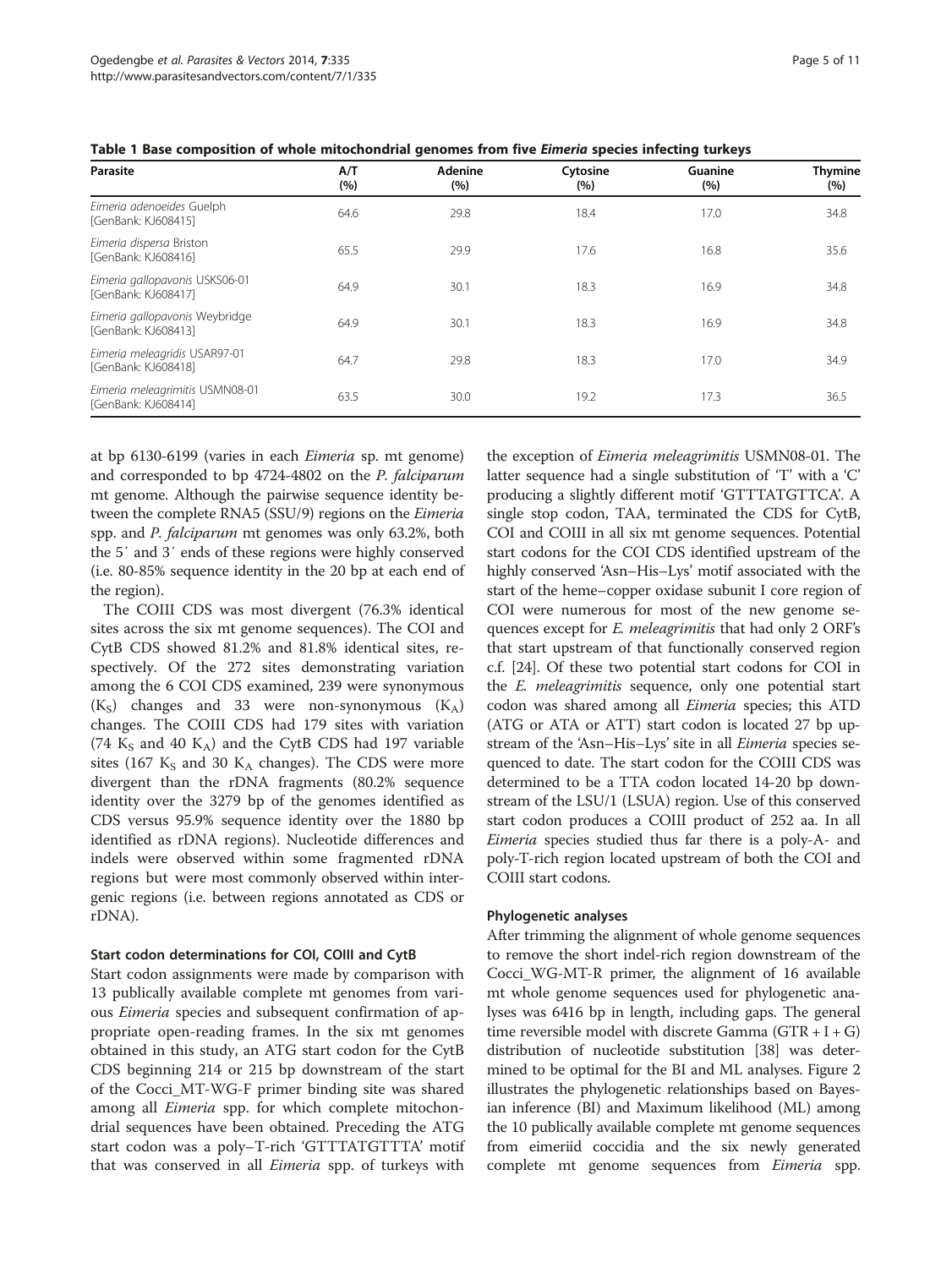**Table 1 Base composition of whole mitochondrial genomes from five *Eimeria* species infecting turkeys**

| Parasite | A/T (%) | Adenine (%) | Cytosine (%) | Guanine (%) | Thymine (%) |
|---|---|---|---|---|---|
| *Eimeria adenoeides* Guelph [GenBank: KJ608415] | 64.6 | 29.8 | 18.4 | 17.0 | 34.8 |
| *Eimeria dispersa* Briston [GenBank: KJ608416] | 65.5 | 29.9 | 17.6 | 16.8 | 35.6 |
| *Eimeria gallopavonis* USKS06-01 [GenBank: KJ608417] | 64.9 | 30.1 | 18.3 | 16.9 | 34.8 |
| *Eimeria gallopavonis* Weybridge [GenBank: KJ608413] | 64.9 | 30.1 | 18.3 | 16.9 | 34.8 |
| *Eimeria meleagridis* USAR97-01 [GenBank: KJ608418] | 64.7 | 29.8 | 18.3 | 17.0 | 34.9 |
| *Eimeria meleagrimitis* USMN08-01 [GenBank: KJ608414] | 63.5 | 30.0 | 19.2 | 17.3 | 36.5 |

at bp 6130-6199 (varies in each *Eimeria* sp. mt genome) and corresponded to bp 4724-4802 on the *P. falciparum* mt genome. Although the pairwise sequence identity between the complete RNA5 (SSU/9) regions on the *Eimeria* spp. and *P. falciparum* mt genomes was only 63.2%, both the 5′ and 3′ ends of these regions were highly conserved (i.e. 80-85% sequence identity in the 20 bp at each end of the region).

The COIII CDS was most divergent (76.3% identical sites across the six mt genome sequences). The COI and CytB CDS showed 81.2% and 81.8% identical sites, respectively. Of the 272 sites demonstrating variation among the 6 COI CDS examined, 239 were synonymous ($K_S$) changes and 33 were non-synonymous ($K_A$) changes. The COIII CDS had 179 sites with variation (74 $K_S$ and 40 $K_A$) and the CytB CDS had 197 variable sites (167 $K_S$ and 30 $K_A$ changes). The CDS were more divergent than the rDNA fragments (80.2% sequence identity over the 3279 bp of the genomes identified as CDS versus 95.9% sequence identity over the 1880 bp identified as rDNA regions). Nucleotide differences and indels were observed within some fragmented rDNA regions but were most commonly observed within intergenic regions (i.e. between regions annotated as CDS or rDNA).

### Start codon determinations for COI, COIII and CytB

Start codon assignments were made by comparison with 13 publically available complete mt genomes from various *Eimeria* species and subsequent confirmation of appropriate open-reading frames. In the six mt genomes obtained in this study, an ATG start codon for the CytB CDS beginning 214 or 215 bp downstream of the start of the Cocci_MT-WG-F primer binding site was shared among all *Eimeria* spp. for which complete mitochondrial sequences have been obtained. Preceding the ATG start codon was a poly–T-rich 'GTTTATGTTTA' motif that was conserved in all *Eimeria* spp. of turkeys with the exception of *Eimeria meleagrimitis* USMN08-01. The latter sequence had a single substitution of 'T' with a 'C' producing a slightly different motif 'GTTTATGTTCA'. A single stop codon, TAA, terminated the CDS for CytB, COI and COIII in all six mt genome sequences. Potential start codons for the COI CDS identified upstream of the highly conserved 'Asn–His–Lys' motif associated with the start of the heme–copper oxidase subunit I core region of COI were numerous for most of the new genome sequences except for *E. meleagrimitis* that had only 2 ORF's that start upstream of that functionally conserved region c.f. [24]. Of these two potential start codons for COI in the *E. meleagrimitis* sequence, only one potential start codon was shared among all *Eimeria* species; this ATD (ATG or ATA or ATT) start codon is located 27 bp upstream of the 'Asn–His–Lys' site in all *Eimeria* species sequenced to date. The start codon for the COIII CDS was determined to be a TTA codon located 14-20 bp downstream of the LSU/1 (LSUA) region. Use of this conserved start codon produces a COIII product of 252 aa. In all *Eimeria* species studied thus far there is a poly-A- and poly-T-rich region located upstream of both the COI and COIII start codons.

### Phylogenetic analyses

After trimming the alignment of whole genome sequences to remove the short indel-rich region downstream of the Cocci_WG-MT-R primer, the alignment of 16 available mt whole genome sequences used for phylogenetic analyses was 6416 bp in length, including gaps. The general time reversible model with discrete Gamma (GTR + I + G) distribution of nucleotide substitution [38] was determined to be optimal for the BI and ML analyses. Figure 2 illustrates the phylogenetic relationships based on Bayesian inference (BI) and Maximum likelihood (ML) among the 10 publically available complete mt genome sequences from eimeriid coccidia and the six newly generated complete mt genome sequences from *Eimeria* spp.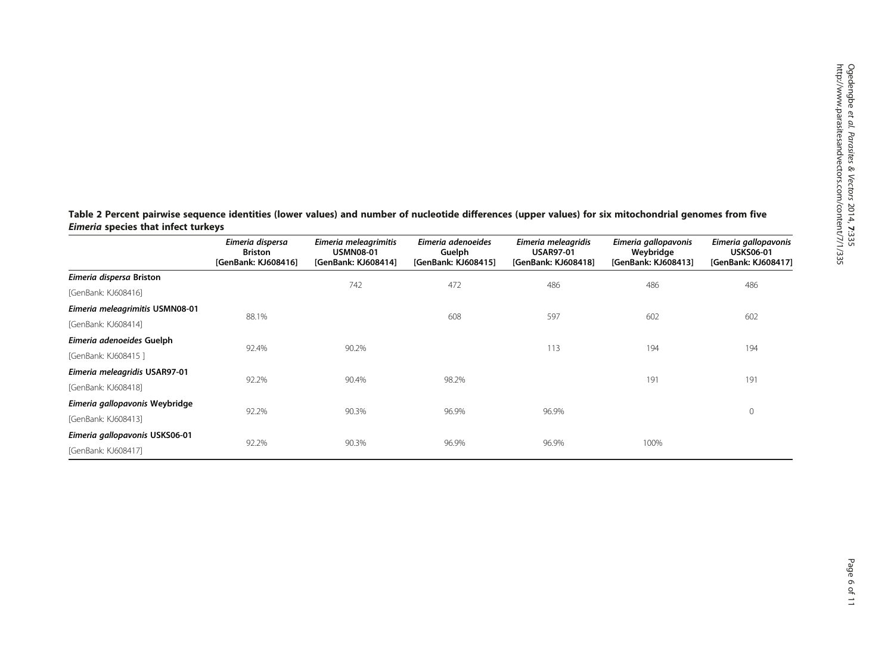**Table 2 Percent pairwise sequence identities (lower values) and number of nucleotide differences (upper values) for six mitochondrial genomes from five *Eimeria* species that infect turkeys**

| | *Eimeria dispersa* Briston [GenBank: KJ608416] | *Eimeria meleagrimitis* USMN08-01 [GenBank: KJ608414] | *Eimeria adenoeides* Guelph [GenBank: KJ608415] | *Eimeria meleagridis* USAR97-01 [GenBank: KJ608418] | *Eimeria gallopavonis* Weybridge [GenBank: KJ608413] | *Eimeria gallopavonis* USKS06-01 [GenBank: KJ608417] |
|---|---|---|---|---|---|---|
| ***Eimeria dispersa* Briston** [GenBank: KJ608416] | | 742 | 472 | 486 | 486 | 486 |
| ***Eimeria meleagrimitis* USMN08-01** [GenBank: KJ608414] | 88.1% | | 608 | 597 | 602 | 602 |
| ***Eimeria adenoeides* Guelph** [GenBank: KJ608415 ] | 92.4% | 90.2% | | 113 | 194 | 194 |
| ***Eimeria meleagridis* USAR97-01** [GenBank: KJ608418] | 92.2% | 90.4% | 98.2% | | 191 | 191 |
| ***Eimeria gallopavonis* Weybridge** [GenBank: KJ608413] | 92.2% | 90.3% | 96.9% | 96.9% | | 0 |
| ***Eimeria gallopavonis* USKS06-01** [GenBank: KJ608417] | 92.2% | 90.3% | 96.9% | 96.9% | 100% | |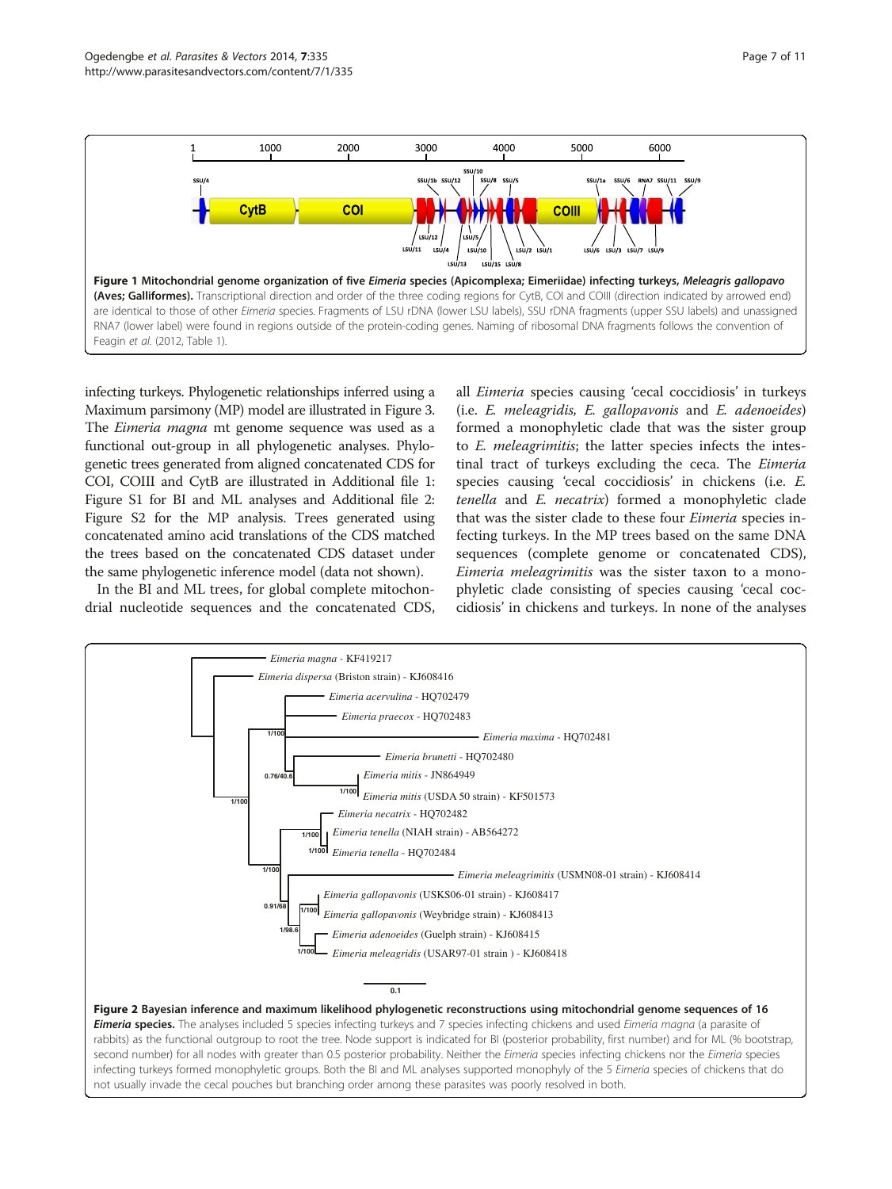Figure 1 Mitochondrial genome organization of five *Eimeria* species (Apicomplexa; Eimeriidae) infecting turkeys, *Meleagris gallopavo* (Aves; Galliformes). Transcriptional direction and order of the three coding regions for CytB, COI and COIII (direction indicated by arrowed end) are identical to those of other *Eimeria* species. Fragments of LSU rDNA (lower LSU labels), SSU rDNA fragments (upper SSU labels) and unassigned RNA7 (lower label) were found in regions outside of the protein-coding genes. Naming of ribosomal DNA fragments follows the convention of Feagin *et al.* (2012, Table 1).

infecting turkeys. Phylogenetic relationships inferred using a Maximum parsimony (MP) model are illustrated in Figure 3. The *Eimeria magna* mt genome sequence was used as a functional out-group in all phylogenetic analyses. Phylogenetic trees generated from aligned concatenated CDS for COI, COIII and CytB are illustrated in Additional file 1: Figure S1 for BI and ML analyses and Additional file 2: Figure S2 for the MP analysis. Trees generated using concatenated amino acid translations of the CDS matched the trees based on the concatenated CDS dataset under the same phylogenetic inference model (data not shown).

In the BI and ML trees, for global complete mitochondrial nucleotide sequences and the concatenated CDS, all *Eimeria* species causing 'cecal coccidiosis' in turkeys (i.e. *E. meleagridis*, *E. gallopavonis* and *E. adenoeides*) formed a monophyletic clade that was the sister group to *E. meleagrimitis*; the latter species infects the intestinal tract of turkeys excluding the ceca. The *Eimeria* species causing 'cecal coccidiosis' in chickens (i.e. *E. tenella* and *E. necatrix*) formed a monophyletic clade that was the sister clade to these four *Eimeria* species infecting turkeys. In the MP trees based on the same DNA sequences (complete genome or concatenated CDS), *Eimeria meleagrimitis* was the sister taxon to a monophyletic clade consisting of species causing 'cecal coccidiosis' in chickens and turkeys. In none of the analyses

Figure 2 Bayesian inference and maximum likelihood phylogenetic reconstructions using mitochondrial genome sequences of 16 *Eimeria* species. The analyses included 5 species infecting turkeys and 7 species infecting chickens and used *Eimeria magna* (a parasite of rabbits) as the functional outgroup to root the tree. Node support is indicated for BI (posterior probability, first number) and for ML (% bootstrap, second number) for all nodes with greater than 0.5 posterior probability. Neither the *Eimeria* species infecting chickens nor the *Eimeria* species infecting turkeys formed monophyletic groups. Both the BI and ML analyses supported monophyly of the 5 *Eimeria* species of chickens that do not usually invade the cecal pouches but branching order among these parasites was poorly resolved in both.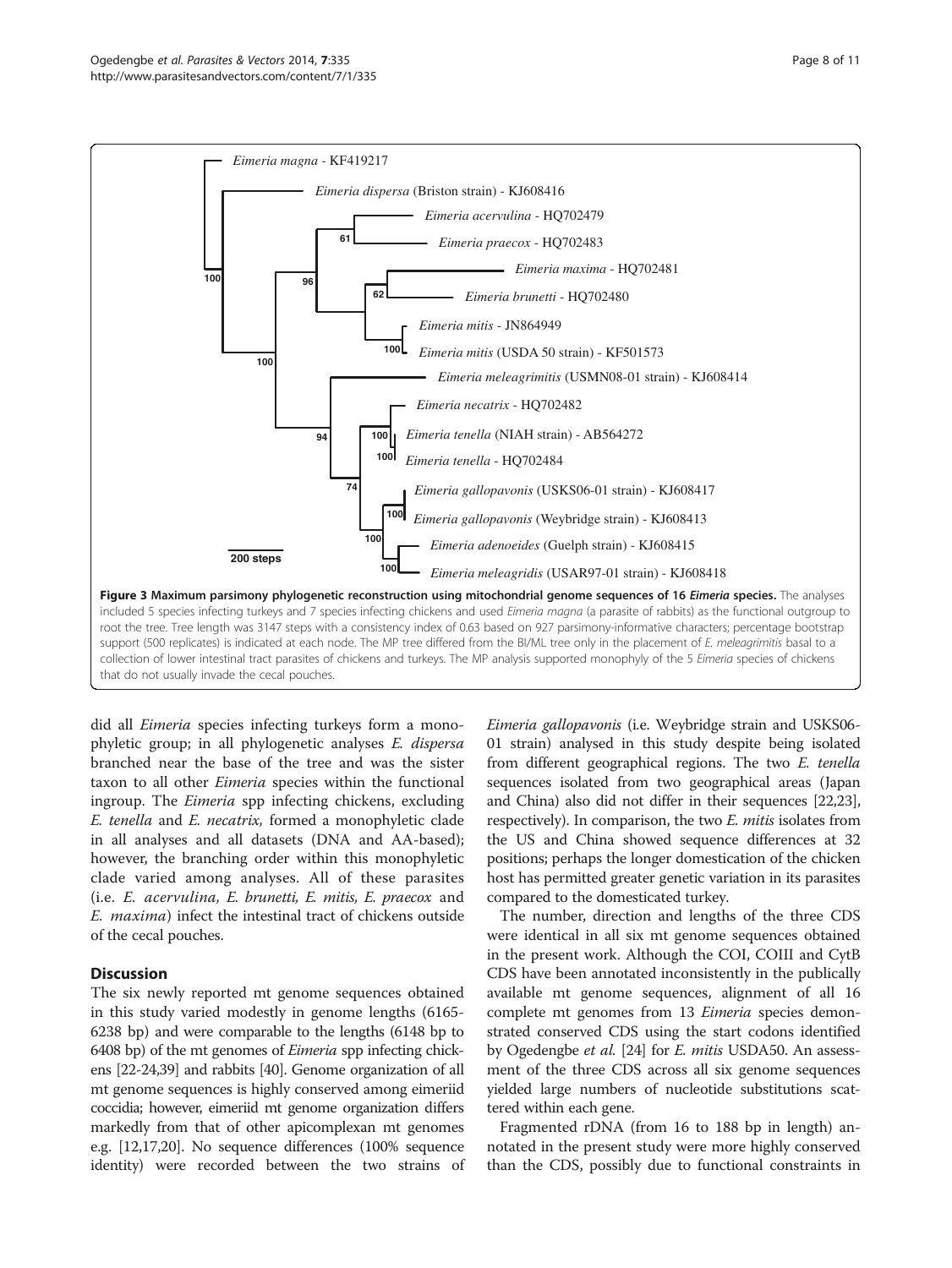**Figure 3 Maximum parsimony phylogenetic reconstruction using mitochondrial genome sequences of 16 *Eimeria* species.** The analyses included 5 species infecting turkeys and 7 species infecting chickens and used *Eimeria magna* (a parasite of rabbits) as the functional outgroup to root the tree. Tree length was 3147 steps with a consistency index of 0.63 based on 927 parsimony-informative characters; percentage bootstrap support (500 replicates) is indicated at each node. The MP tree differed from the BI/ML tree only in the placement of *E. meleagrimitis* basal to a collection of lower intestinal tract parasites of chickens and turkeys. The MP analysis supported monophyly of the 5 *Eimeria* species of chickens that do not usually invade the cecal pouches.

did all *Eimeria* species infecting turkeys form a monophyletic group; in all phylogenetic analyses *E. dispersa* branched near the base of the tree and was the sister taxon to all other *Eimeria* species within the functional ingroup. The *Eimeria* spp infecting chickens, excluding *E. tenella* and *E. necatrix*, formed a monophyletic clade in all analyses and all datasets (DNA and AA-based); however, the branching order within this monophyletic clade varied among analyses. All of these parasites (i.e. *E. acervulina, E. brunetti, E. mitis, E. praecox* and *E. maxima*) infect the intestinal tract of chickens outside of the cecal pouches.

## Discussion

The six newly reported mt genome sequences obtained in this study varied modestly in genome lengths (6165-6238 bp) and were comparable to the lengths (6148 bp to 6408 bp) of the mt genomes of *Eimeria* spp infecting chickens [22-24,39] and rabbits [40]. Genome organization of all mt genome sequences is highly conserved among eimeriid coccidia; however, eimeriid mt genome organization differs markedly from that of other apicomplexan mt genomes e.g. [12,17,20]. No sequence differences (100% sequence identity) were recorded between the two strains of *Eimeria gallopavonis* (i.e. Weybridge strain and USKS06-01 strain) analysed in this study despite being isolated from different geographical regions. The two *E. tenella* sequences isolated from two geographical areas (Japan and China) also did not differ in their sequences [22,23], respectively). In comparison, the two *E. mitis* isolates from the US and China showed sequence differences at 32 positions; perhaps the longer domestication of the chicken host has permitted greater genetic variation in its parasites compared to the domesticated turkey.

The number, direction and lengths of the three CDS were identical in all six mt genome sequences obtained in the present work. Although the COI, COIII and CytB CDS have been annotated inconsistently in the publically available mt genome sequences, alignment of all 16 complete mt genomes from 13 *Eimeria* species demonstrated conserved CDS using the start codons identified by Ogedengbe *et al.* [24] for *E. mitis* USDA50. An assessment of the three CDS across all six genome sequences yielded large numbers of nucleotide substitutions scattered within each gene.

Fragmented rDNA (from 16 to 188 bp in length) annotated in the present study were more highly conserved than the CDS, possibly due to functional constraints in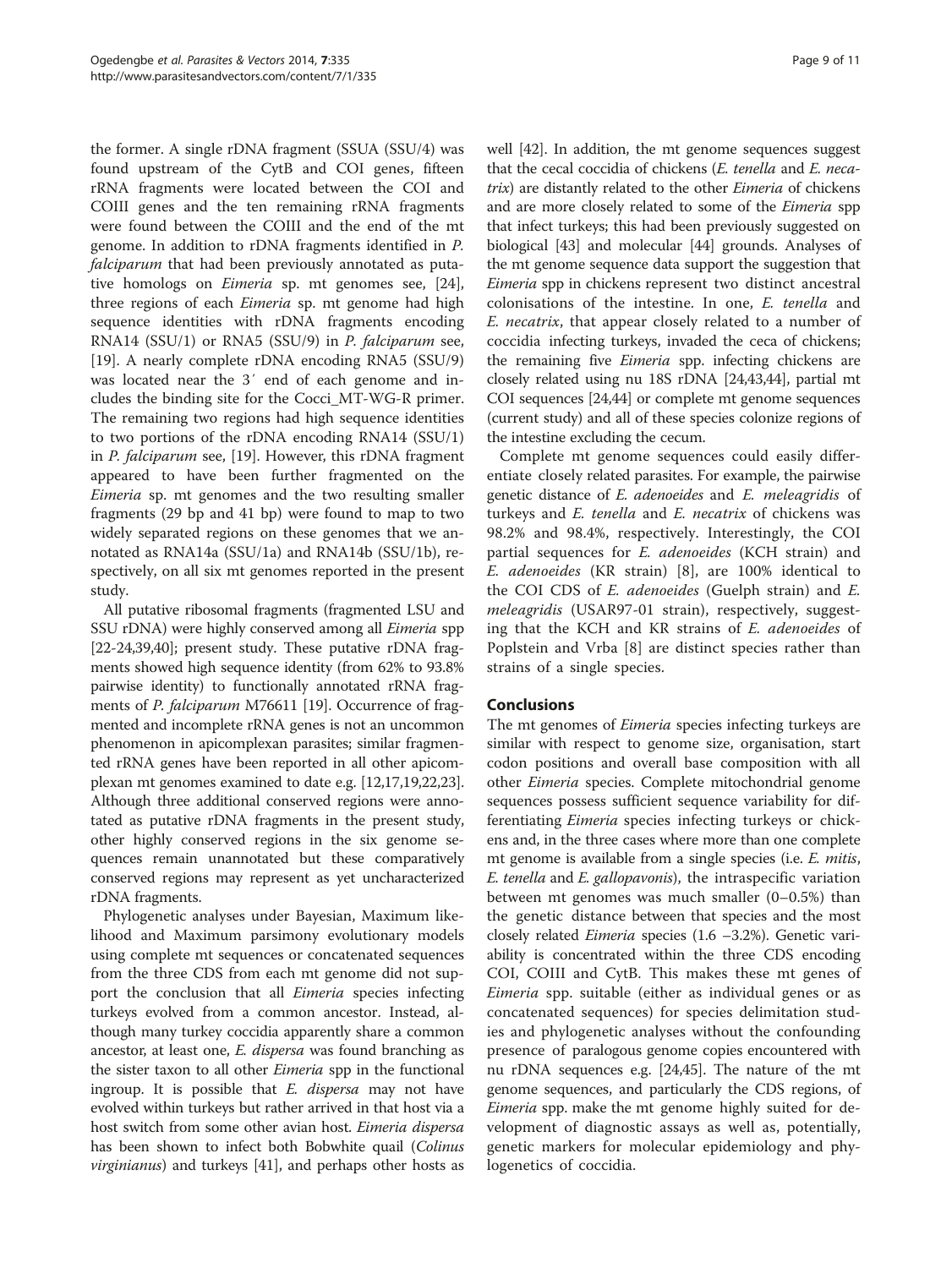the former. A single rDNA fragment (SSUA (SSU/4) was found upstream of the CytB and COI genes, fifteen rRNA fragments were located between the COI and COIII genes and the ten remaining rRNA fragments were found between the COIII and the end of the mt genome. In addition to rDNA fragments identified in *P. falciparum* that had been previously annotated as putative homologs on *Eimeria* sp. mt genomes see, [24], three regions of each *Eimeria* sp. mt genome had high sequence identities with rDNA fragments encoding RNA14 (SSU/1) or RNA5 (SSU/9) in *P. falciparum* see, [19]. A nearly complete rDNA encoding RNA5 (SSU/9) was located near the 3′ end of each genome and includes the binding site for the Cocci_MT-WG-R primer. The remaining two regions had high sequence identities to two portions of the rDNA encoding RNA14 (SSU/1) in *P. falciparum* see, [19]. However, this rDNA fragment appeared to have been further fragmented on the *Eimeria* sp. mt genomes and the two resulting smaller fragments (29 bp and 41 bp) were found to map to two widely separated regions on these genomes that we annotated as RNA14a (SSU/1a) and RNA14b (SSU/1b), respectively, on all six mt genomes reported in the present study.

All putative ribosomal fragments (fragmented LSU and SSU rDNA) were highly conserved among all *Eimeria* spp [22-24,39,40]; present study. These putative rDNA fragments showed high sequence identity (from 62% to 93.8% pairwise identity) to functionally annotated rRNA fragments of *P. falciparum* M76611 [19]. Occurrence of fragmented and incomplete rRNA genes is not an uncommon phenomenon in apicomplexan parasites; similar fragmented rRNA genes have been reported in all other apicomplexan mt genomes examined to date e.g. [12,17,19,22,23]. Although three additional conserved regions were annotated as putative rDNA fragments in the present study, other highly conserved regions in the six genome sequences remain unannotated but these comparatively conserved regions may represent as yet uncharacterized rDNA fragments.

Phylogenetic analyses under Bayesian, Maximum likelihood and Maximum parsimony evolutionary models using complete mt sequences or concatenated sequences from the three CDS from each mt genome did not support the conclusion that all *Eimeria* species infecting turkeys evolved from a common ancestor. Instead, although many turkey coccidia apparently share a common ancestor, at least one, *E. dispersa* was found branching as the sister taxon to all other *Eimeria* spp in the functional ingroup. It is possible that *E. dispersa* may not have evolved within turkeys but rather arrived in that host via a host switch from some other avian host. *Eimeria dispersa* has been shown to infect both Bobwhite quail (*Colinus virginianus*) and turkeys [41], and perhaps other hosts as well [42]. In addition, the mt genome sequences suggest that the cecal coccidia of chickens (*E. tenella* and *E. necatrix*) are distantly related to the other *Eimeria* of chickens and are more closely related to some of the *Eimeria* spp that infect turkeys; this had been previously suggested on biological [43] and molecular [44] grounds. Analyses of the mt genome sequence data support the suggestion that *Eimeria* spp in chickens represent two distinct ancestral colonisations of the intestine. In one, *E. tenella* and *E. necatrix*, that appear closely related to a number of coccidia infecting turkeys, invaded the ceca of chickens; the remaining five *Eimeria* spp. infecting chickens are closely related using nu 18S rDNA [24,43,44], partial mt COI sequences [24,44] or complete mt genome sequences (current study) and all of these species colonize regions of the intestine excluding the cecum.

Complete mt genome sequences could easily differentiate closely related parasites. For example, the pairwise genetic distance of *E. adenoeides* and *E. meleagridis* of turkeys and *E. tenella* and *E. necatrix* of chickens was 98.2% and 98.4%, respectively. Interestingly, the COI partial sequences for *E. adenoeides* (KCH strain) and *E. adenoeides* (KR strain) [8], are 100% identical to the COI CDS of *E. adenoeides* (Guelph strain) and *E. meleagridis* (USAR97-01 strain), respectively, suggesting that the KCH and KR strains of *E. adenoeides* of Poplstein and Vrba [8] are distinct species rather than strains of a single species.

## Conclusions

The mt genomes of *Eimeria* species infecting turkeys are similar with respect to genome size, organisation, start codon positions and overall base composition with all other *Eimeria* species. Complete mitochondrial genome sequences possess sufficient sequence variability for differentiating *Eimeria* species infecting turkeys or chickens and, in the three cases where more than one complete mt genome is available from a single species (i.e. *E. mitis*, *E. tenella* and *E. gallopavonis*), the intraspecific variation between mt genomes was much smaller (0–0.5%) than the genetic distance between that species and the most closely related *Eimeria* species (1.6 –3.2%). Genetic variability is concentrated within the three CDS encoding COI, COIII and CytB. This makes these mt genes of *Eimeria* spp. suitable (either as individual genes or as concatenated sequences) for species delimitation studies and phylogenetic analyses without the confounding presence of paralogous genome copies encountered with nu rDNA sequences e.g. [24,45]. The nature of the mt genome sequences, and particularly the CDS regions, of *Eimeria* spp. make the mt genome highly suited for development of diagnostic assays as well as, potentially, genetic markers for molecular epidemiology and phylogenetics of coccidia.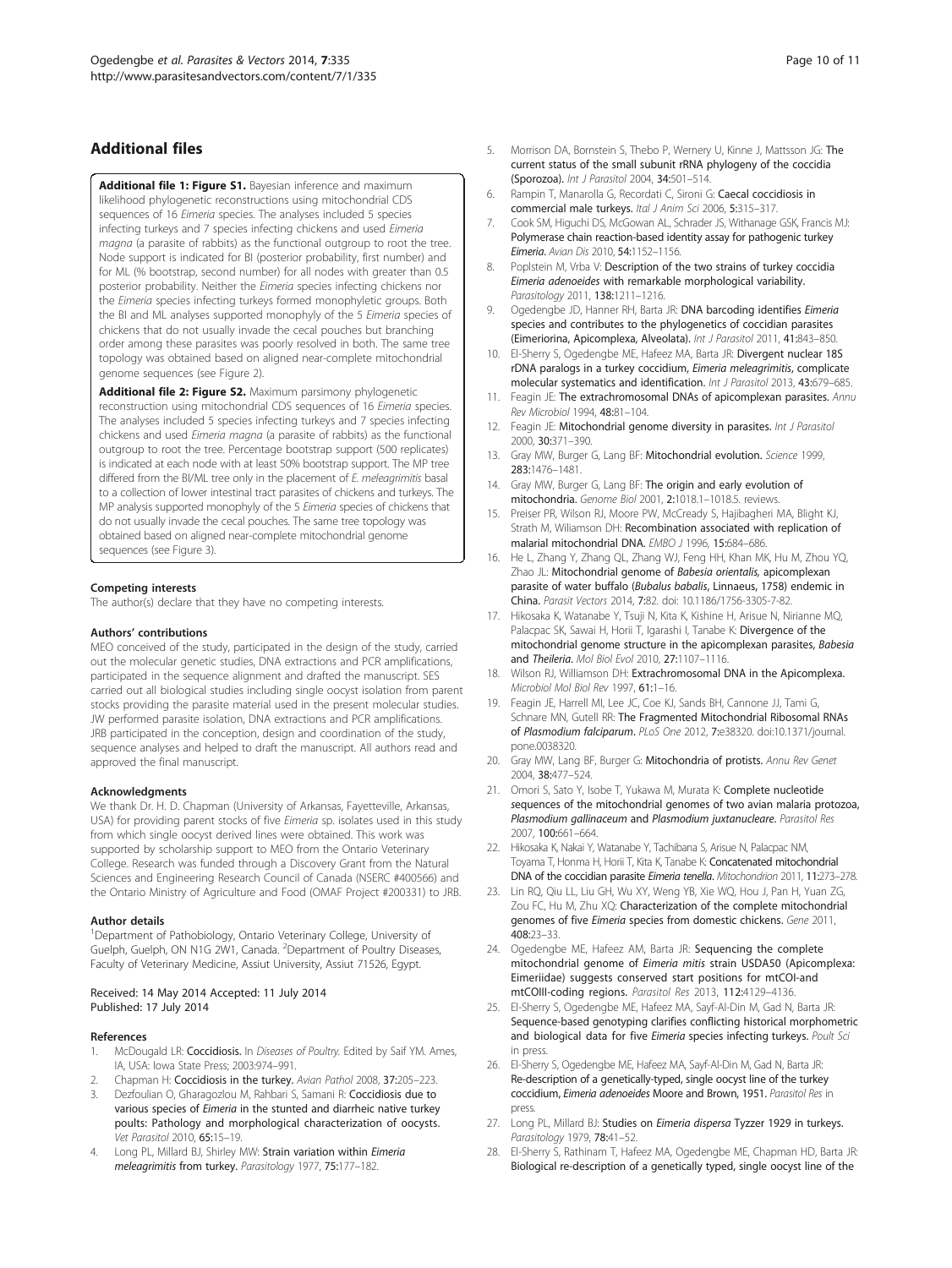## Additional files

**Additional file 1: Figure S1.** Bayesian inference and maximum likelihood phylogenetic reconstructions using mitochondrial CDS sequences of 16 *Eimeria* species. The analyses included 5 species infecting turkeys and 7 species infecting chickens and used *Eimeria magna* (a parasite of rabbits) as the functional outgroup to root the tree. Node support is indicated for BI (posterior probability, first number) and for ML (% bootstrap, second number) for all nodes with greater than 0.5 posterior probability. Neither the *Eimeria* species infecting chickens nor the *Eimeria* species infecting turkeys formed monophyletic groups. Both the BI and ML analyses supported monophyly of the 5 *Eimeria* species of chickens that do not usually invade the cecal pouches but branching order among these parasites was poorly resolved in both. The same tree topology was obtained based on aligned near-complete mitochondrial genome sequences (see Figure 2).

**Additional file 2: Figure S2.** Maximum parsimony phylogenetic reconstruction using mitochondrial CDS sequences of 16 *Eimeria* species. The analyses included 5 species infecting turkeys and 7 species infecting chickens and used *Eimeria magna* (a parasite of rabbits) as the functional outgroup to root the tree. Percentage bootstrap support (500 replicates) is indicated at each node with at least 50% bootstrap support. The MP tree differed from the BI/ML tree only in the placement of *E. meleagrimitis* basal to a collection of lower intestinal tract parasites of chickens and turkeys. The MP analysis supported monophyly of the 5 *Eimeria* species of chickens that do not usually invade the cecal pouches. The same tree topology was obtained based on aligned near-complete mitochondrial genome sequences (see Figure 3).

#### Competing interests

The author(s) declare that they have no competing interests.

#### Authors' contributions

MEO conceived of the study, participated in the design of the study, carried out the molecular genetic studies, DNA extractions and PCR amplifications, participated in the sequence alignment and drafted the manuscript. SES carried out all biological studies including single oocyst isolation from parent stocks providing the parasite material used in the present molecular studies. JW performed parasite isolation, DNA extractions and PCR amplifications. JRB participated in the conception, design and coordination of the study, sequence analyses and helped to draft the manuscript. All authors read and approved the final manuscript.

#### Acknowledgments

We thank Dr. H. D. Chapman (University of Arkansas, Fayetteville, Arkansas, USA) for providing parent stocks of five *Eimeria* sp. isolates used in this study from which single oocyst derived lines were obtained. This work was supported by scholarship support to MEO from the Ontario Veterinary College. Research was funded through a Discovery Grant from the Natural Sciences and Engineering Research Council of Canada (NSERC #400566) and the Ontario Ministry of Agriculture and Food (OMAF Project #200331) to JRB.

#### Author details

[1]Department of Pathobiology, Ontario Veterinary College, University of Guelph, Guelph, ON N1G 2W1, Canada. [2]Department of Poultry Diseases, Faculty of Veterinary Medicine, Assiut University, Assiut 71526, Egypt.

Received: 14 May 2014 Accepted: 11 July 2014
Published: 17 July 2014

#### References

1. McDougald LR: **Coccidiosis.** In *Diseases of Poultry.* Edited by Saif YM. Ames, IA, USA: Iowa State Press; 2003:974–991.
2. Chapman H: **Coccidiosis in the turkey.** *Avian Pathol* 2008, **37:**205–223.
3. Dezfoulian O, Gharagozlou M, Rahbari S, Samani R: **Coccidiosis due to various species of *Eimeria* in the stunted and diarrheic native turkey poults: Pathology and morphological characterization of oocysts.** *Vet Parasitol* 2010, **65:**15–19.
4. Long PL, Millard BJ, Shirley MW: **Strain variation within *Eimeria meleagrimitis* from turkey.** *Parasitology* 1977, **75:**177–182.
5. Morrison DA, Bornstein S, Thebo P, Wernery U, Kinne J, Mattsson JG: **The current status of the small subunit rRNA phylogeny of the coccidia (Sporozoa).** *Int J Parasitol* 2004, **34:**501–514.
6. Rampin T, Manarolla G, Recordati C, Sironi G: **Caecal coccidiosis in commercial male turkeys.** *Ital J Anim Sci* 2006, **5:**315–317.
7. Cook SM, Higuchi DS, McGowan AL, Schrader JS, Withanage GSK, Francis MJ: **Polymerase chain reaction-based identity assay for pathogenic turkey *Eimeria*.** *Avian Dis* 2010, **54:**1152–1156.
8. Poplstein M, Vrba V: **Description of the two strains of turkey coccidia *Eimeria adenoeides* with remarkable morphological variability.** *Parasitology* 2011, **138:**1211–1216.
9. Ogedengbe JD, Hanner RH, Barta JR: **DNA barcoding identifies *Eimeria* species and contributes to the phylogenetics of coccidian parasites (Eimeriorina, Apicomplexa, Alveolata).** *Int J Parasitol* 2011, **41:**843–850.
10. El-Sherry S, Ogedengbe ME, Hafeez MA, Barta JR: **Divergent nuclear 18S rDNA paralogs in a turkey coccidium, *Eimeria meleagrimitis*, complicate molecular systematics and identification.** *Int J Parasitol* 2013, **43:**679–685.
11. Feagin JE: **The extrachromosomal DNAs of apicomplexan parasites.** *Annu Rev Microbiol* 1994, **48:**81–104.
12. Feagin JE: **Mitochondrial genome diversity in parasites.** *Int J Parasitol* 2000, **30:**371–390.
13. Gray MW, Burger G, Lang BF: **Mitochondrial evolution.** *Science* 1999, **283:**1476–1481.
14. Gray MW, Burger G, Lang BF: **The origin and early evolution of mitochondria.** *Genome Biol* 2001, **2:**1018.1–1018.5. reviews.
15. Preiser PR, Wilson RJ, Moore PW, McCready S, Hajibagheri MA, Blight KJ, Strath M, Williamson DH: **Recombination associated with replication of malarial mitochondrial DNA.** *EMBO J* 1996, **15:**684–686.
16. He L, Zhang Y, Zhang QL, Zhang WJ, Feng HH, Khan MK, Hu M, Zhou YQ, Zhao JL: **Mitochondrial genome of *Babesia orientalis*, apicomplexan parasite of water buffalo (*Bubalus babalis*, Linnaeus, 1758) endemic in China.** *Parasit Vectors* 2014, **7:**82. doi: 10.1186/1756-3305-7-82.
17. Hikosaka K, Watanabe Y, Tsuji N, Kita K, Kishine H, Arisue N, Nirianne MQ, Palacpac SK, Sawai H, Horii T, Igarashi I, Tanabe K: **Divergence of the mitochondrial genome structure in the apicomplexan parasites, *Babesia* and *Theileria*.** *Mol Biol Evol* 2010, **27:**1107–1116.
18. Wilson RJ, Williamson DH: **Extrachromosomal DNA in the Apicomplexa.** *Microbiol Mol Biol Rev* 1997, **61:**1–16.
19. Feagin JE, Harrell MI, Lee JC, Coe KJ, Sands BH, Cannone JJ, Tami G, Schnare MN, Gutell RR: **The Fragmented Mitochondrial Ribosomal RNAs of *Plasmodium falciparum*.** *PLoS One* 2012, **7:**e38320. doi:10.1371/journal.pone.0038320.
20. Gray MW, Lang BF, Burger G: **Mitochondria of protists.** *Annu Rev Genet* 2004, **38:**477–524.
21. Omori S, Sato Y, Isobe T, Yukawa M, Murata K: **Complete nucleotide sequences of the mitochondrial genomes of two avian malaria protozoa, *Plasmodium gallinaceum* and *Plasmodium juxtanucleare*.** *Parasitol Res* 2007, **100:**661–664.
22. Hikosaka K, Nakai Y, Watanabe Y, Tachibana S, Arisue N, Palacpac NM, Toyama T, Honma H, Horii T, Kita K, Tanabe K: **Concatenated mitochondrial DNA of the coccidian parasite *Eimeria tenella*.** *Mitochondrion* 2011, **11:**273–278.
23. Lin RQ, Qiu LL, Liu GH, Wu XY, Weng YB, Xie WQ, Hou J, Pan H, Yuan ZG, Zou FC, Hu M, Zhu XQ: **Characterization of the complete mitochondrial genomes of five *Eimeria* species from domestic chickens.** *Gene* 2011, **408:**23–33.
24. Ogedengbe ME, Hafeez AM, Barta JR: **Sequencing the complete mitochondrial genome of *Eimeria mitis* strain USDA50 (Apicomplexa: Eimeriidae) suggests conserved start positions for mtCOI-and mtCOIII-coding regions.** *Parasitol Res* 2013, **112:**4129–4136.
25. El-Sherry S, Ogedengbe ME, Hafeez MA, Sayf-Al-Din M, Gad N, Barta JR: **Sequence-based genotyping clarifies conflicting historical morphometric and biological data for five *Eimeria* species infecting turkeys.** *Poult Sci* in press.
26. El-Sherry S, Ogedengbe ME, Hafeez MA, Sayf-Al-Din M, Gad N, Barta JR: **Re-description of a genetically-typed, single oocyst line of the turkey coccidium, *Eimeria adenoeides* Moore and Brown, 1951.** *Parasitol Res* in press.
27. Long PL, Millard BJ: **Studies on *Eimeria dispersa* Tyzzer 1929 in turkeys.** *Parasitology* 1979, **78:**41–52.
28. El-Sherry S, Rathinam T, Hafeez MA, Ogedengbe ME, Chapman HD, Barta JR: **Biological re-description of a genetically typed, single oocyst line of the**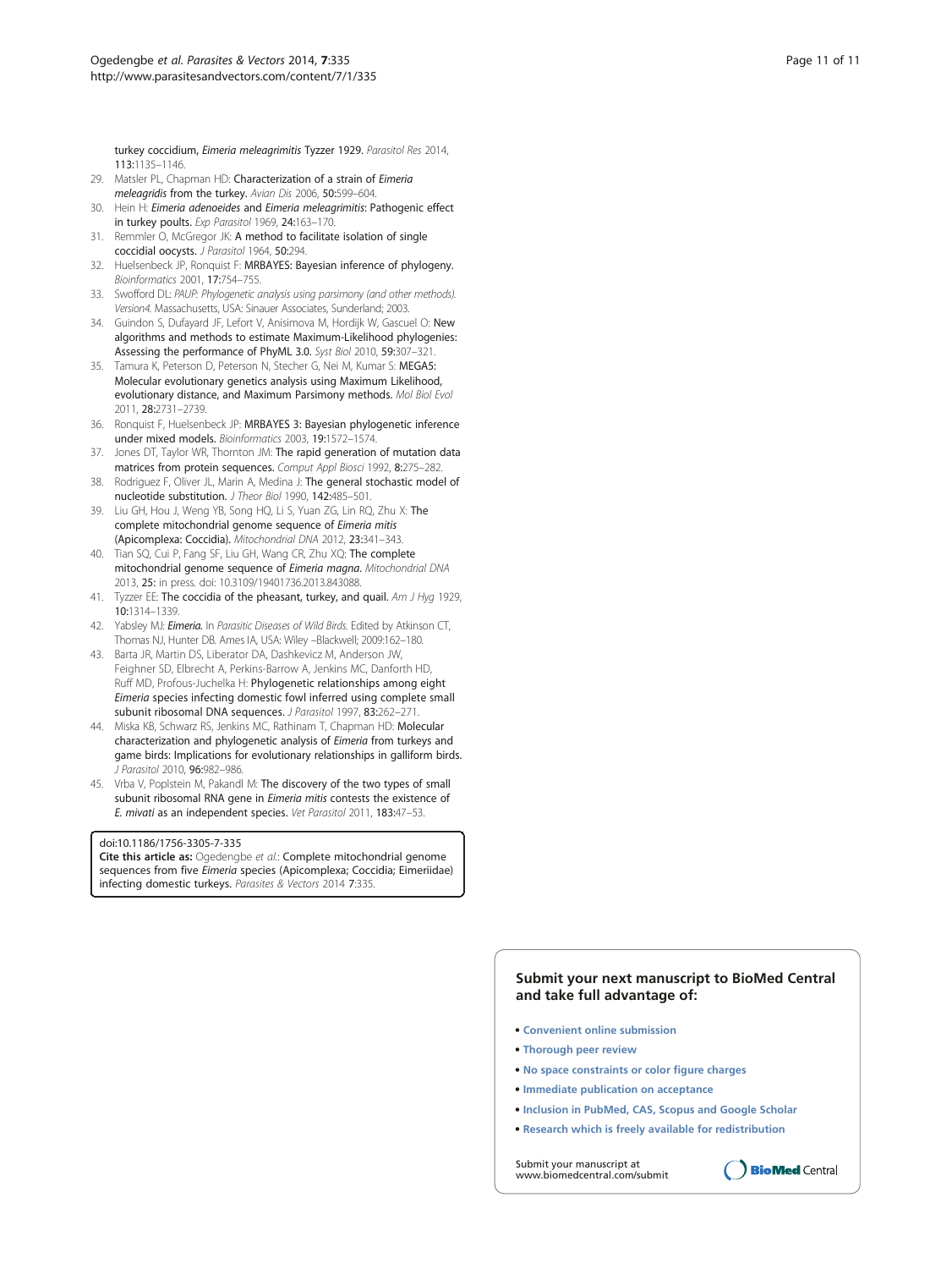turkey coccidium, *Eimeria meleagrimitis* Tyzzer 1929. *Parasitol Res* 2014, **113**:1135–1146.

29. Matsler PL, Chapman HD: **Characterization of a strain of *Eimeria meleagridis* from the turkey.** *Avian Dis* 2006, **50**:599–604.
30. Hein H: ***Eimeria adenoeides* and *Eimeria meleagrimitis*: Pathogenic effect in turkey poults.** *Exp Parasitol* 1969, **24**:163–170.
31. Remmler O, McGregor JK: **A method to facilitate isolation of single coccidial oocysts.** *J Parasitol* 1964, **50**:294.
32. Huelsenbeck JP, Ronquist F: **MRBAYES: Bayesian inference of phylogeny.** *Bioinformatics* 2001, **17**:754–755.
33. Swofford DL: *PAUP: Phylogenetic analysis using parsimony (and other methods). Version4.* Massachusetts, USA: Sinauer Associates, Sunderland; 2003.
34. Guindon S, Dufayard JF, Lefort V, Anisimova M, Hordijk W, Gascuel O: **New algorithms and methods to estimate Maximum-Likelihood phylogenies: Assessing the performance of PhyML 3.0.** *Syst Biol* 2010, **59**:307–321.
35. Tamura K, Peterson D, Peterson N, Stecher G, Nei M, Kumar S: **MEGA5: Molecular evolutionary genetics analysis using Maximum Likelihood, evolutionary distance, and Maximum Parsimony methods.** *Mol Biol Evol* 2011, **28**:2731–2739.
36. Ronquist F, Huelsenbeck JP: **MRBAYES 3: Bayesian phylogenetic inference under mixed models.** *Bioinformatics* 2003, **19**:1572–1574.
37. Jones DT, Taylor WR, Thornton JM: **The rapid generation of mutation data matrices from protein sequences.** *Comput Appl Biosci* 1992, **8**:275–282.
38. Rodriguez F, Oliver JL, Marin A, Medina J: **The general stochastic model of nucleotide substitution.** *J Theor Biol* 1990, **142**:485–501.
39. Liu GH, Hou J, Weng YB, Song HQ, Li S, Yuan ZG, Lin RQ, Zhu X: **The complete mitochondrial genome sequence of *Eimeria mitis* (Apicomplexa: Coccidia).** *Mitochondrial DNA* 2012, **23**:341–343.
40. Tian SQ, Cui P, Fang SF, Liu GH, Wang CR, Zhu XQ: **The complete mitochondrial genome sequence of *Eimeria magna*.** *Mitochondrial DNA* 2013, **25**: in press. doi: 10.3109/19401736.2013.843088.
41. Tyzzer EE: **The coccidia of the pheasant, turkey, and quail.** *Am J Hyg* 1929, **10**:1314–1339.
42. Yabsley MJ: ***Eimeria***. In *Parasitic Diseases of Wild Birds.* Edited by Atkinson CT, Thomas NJ, Hunter DB. Ames IA, USA: Wiley –Blackwell; 2009:162–180.
43. Barta JR, Martin DS, Liberator DA, Dashkevicz M, Anderson JW, Feighner SD, Elbrecht A, Perkins-Barrow A, Jenkins MC, Danforth HD, Ruff MD, Profous-Juchelka H: **Phylogenetic relationships among eight *Eimeria* species infecting domestic fowl inferred using complete small subunit ribosomal DNA sequences.** *J Parasitol* 1997, **83**:262–271.
44. Miska KB, Schwarz RS, Jenkins MC, Rathinam T, Chapman HD: **Molecular characterization and phylogenetic analysis of *Eimeria* from turkeys and game birds: Implications for evolutionary relationships in galliform birds.** *J Parasitol* 2010, **96**:982–986.
45. Vrba V, Poplstein M, Pakandl M: **The discovery of the two types of small subunit ribosomal RNA gene in *Eimeria mitis* contests the existence of *E. mivati* as an independent species.** *Vet Parasitol* 2011, **183**:47–53.

doi:10.1186/1756-3305-7-335
**Cite this article as:** Ogedengbe *et al.*: Complete mitochondrial genome sequences from five *Eimeria* species (Apicomplexa; Coccidia; Eimeriidae) infecting domestic turkeys. *Parasites & Vectors* 2014 **7**:335.

**Submit your next manuscript to BioMed Central and take full advantage of:**

- **Convenient online submission**
- **Thorough peer review**
- **No space constraints or color figure charges**
- **Immediate publication on acceptance**
- **Inclusion in PubMed, CAS, Scopus and Google Scholar**
- **Research which is freely available for redistribution**

Submit your manuscript at
www.biomedcentral.com/submit

BioMed Central